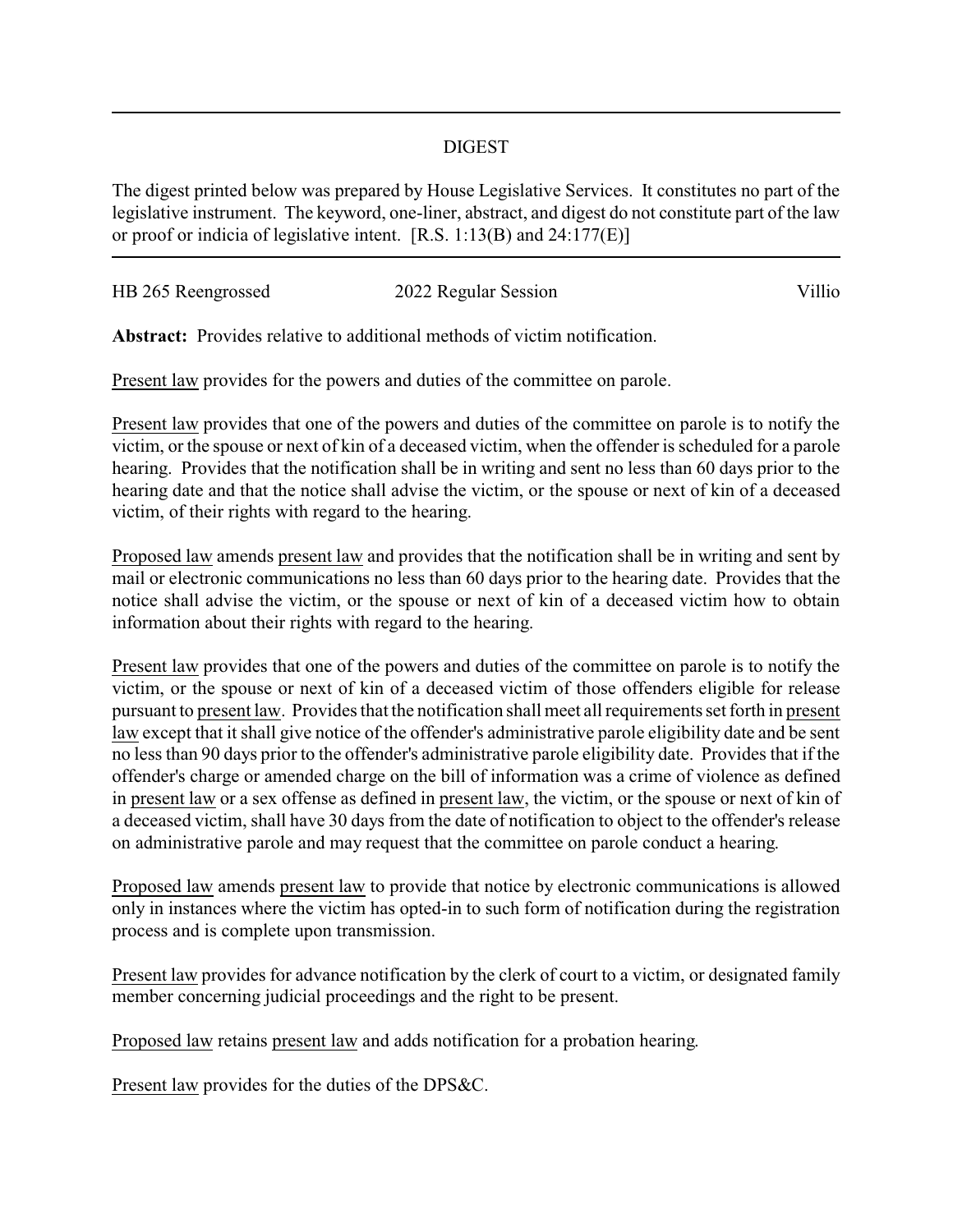## DIGEST

The digest printed below was prepared by House Legislative Services. It constitutes no part of the legislative instrument. The keyword, one-liner, abstract, and digest do not constitute part of the law or proof or indicia of legislative intent. [R.S. 1:13(B) and 24:177(E)]

HB 265 Reengrossed 2022 Regular Session Villio

**Abstract:** Provides relative to additional methods of victim notification.

Present law provides for the powers and duties of the committee on parole.

Present law provides that one of the powers and duties of the committee on parole is to notify the victim, or the spouse or next of kin of a deceased victim, when the offender is scheduled for a parole hearing. Provides that the notification shall be in writing and sent no less than 60 days prior to the hearing date and that the notice shall advise the victim, or the spouse or next of kin of a deceased victim, of their rights with regard to the hearing.

Proposed law amends present law and provides that the notification shall be in writing and sent by mail or electronic communications no less than 60 days prior to the hearing date. Provides that the notice shall advise the victim, or the spouse or next of kin of a deceased victim how to obtain information about their rights with regard to the hearing.

Present law provides that one of the powers and duties of the committee on parole is to notify the victim, or the spouse or next of kin of a deceased victim of those offenders eligible for release pursuant to present law. Provides that the notification shall meet all requirements set forth in present law except that it shall give notice of the offender's administrative parole eligibility date and be sent no less than 90 days prior to the offender's administrative parole eligibility date. Provides that if the offender's charge or amended charge on the bill of information was a crime of violence as defined in present law or a sex offense as defined in present law, the victim, or the spouse or next of kin of a deceased victim, shall have 30 days from the date of notification to object to the offender's release on administrative parole and may request that the committee on parole conduct a hearing.

Proposed law amends present law to provide that notice by electronic communications is allowed only in instances where the victim has opted-in to such form of notification during the registration process and is complete upon transmission.

Present law provides for advance notification by the clerk of court to a victim, or designated family member concerning judicial proceedings and the right to be present.

Proposed law retains present law and adds notification for a probation hearing.

Present law provides for the duties of the DPS&C.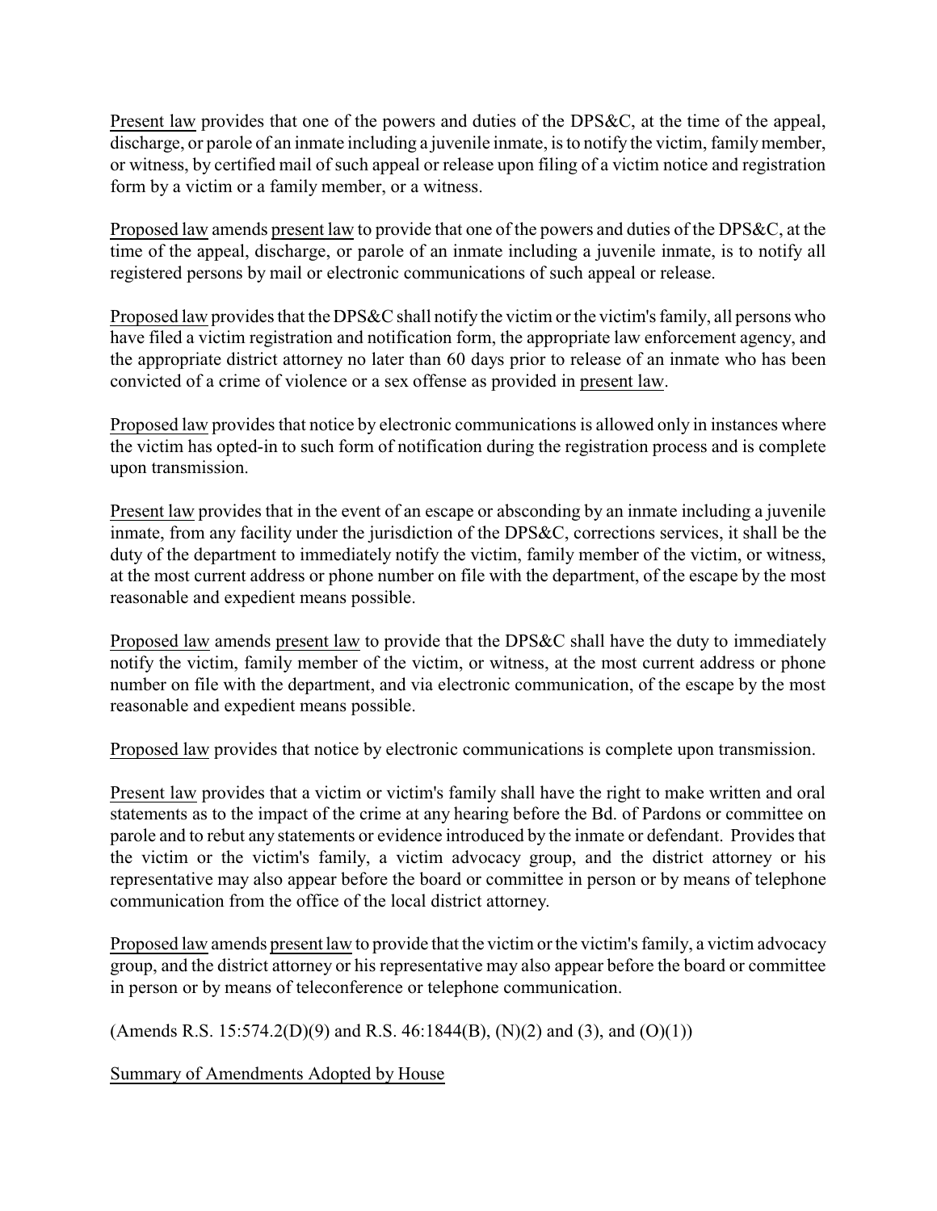Present law provides that one of the powers and duties of the DPS&C, at the time of the appeal, discharge, or parole of an inmate including a juvenile inmate, is to notify the victim, family member, or witness, by certified mail of such appeal or release upon filing of a victim notice and registration form by a victim or a family member, or a witness.

Proposed law amends present law to provide that one of the powers and duties of the DPS&C, at the time of the appeal, discharge, or parole of an inmate including a juvenile inmate, is to notify all registered persons by mail or electronic communications of such appeal or release.

Proposed law provides that the DPS&C shall notify the victim or the victim's family, all persons who have filed a victim registration and notification form, the appropriate law enforcement agency, and the appropriate district attorney no later than 60 days prior to release of an inmate who has been convicted of a crime of violence or a sex offense as provided in present law.

Proposed law provides that notice by electronic communications is allowed only in instances where the victim has opted-in to such form of notification during the registration process and is complete upon transmission.

Present law provides that in the event of an escape or absconding by an inmate including a juvenile inmate, from any facility under the jurisdiction of the DPS&C, corrections services, it shall be the duty of the department to immediately notify the victim, family member of the victim, or witness, at the most current address or phone number on file with the department, of the escape by the most reasonable and expedient means possible.

Proposed law amends present law to provide that the DPS&C shall have the duty to immediately notify the victim, family member of the victim, or witness, at the most current address or phone number on file with the department, and via electronic communication, of the escape by the most reasonable and expedient means possible.

Proposed law provides that notice by electronic communications is complete upon transmission.

Present law provides that a victim or victim's family shall have the right to make written and oral statements as to the impact of the crime at any hearing before the Bd. of Pardons or committee on parole and to rebut any statements or evidence introduced by the inmate or defendant. Provides that the victim or the victim's family, a victim advocacy group, and the district attorney or his representative may also appear before the board or committee in person or by means of telephone communication from the office of the local district attorney.

Proposed law amends present law to provide that the victim or the victim's family, a victim advocacy group, and the district attorney or his representative may also appear before the board or committee in person or by means of teleconference or telephone communication.

(Amends R.S. 15:574.2(D)(9) and R.S. 46:1844(B), (N)(2) and (3), and (O)(1))

Summary of Amendments Adopted by House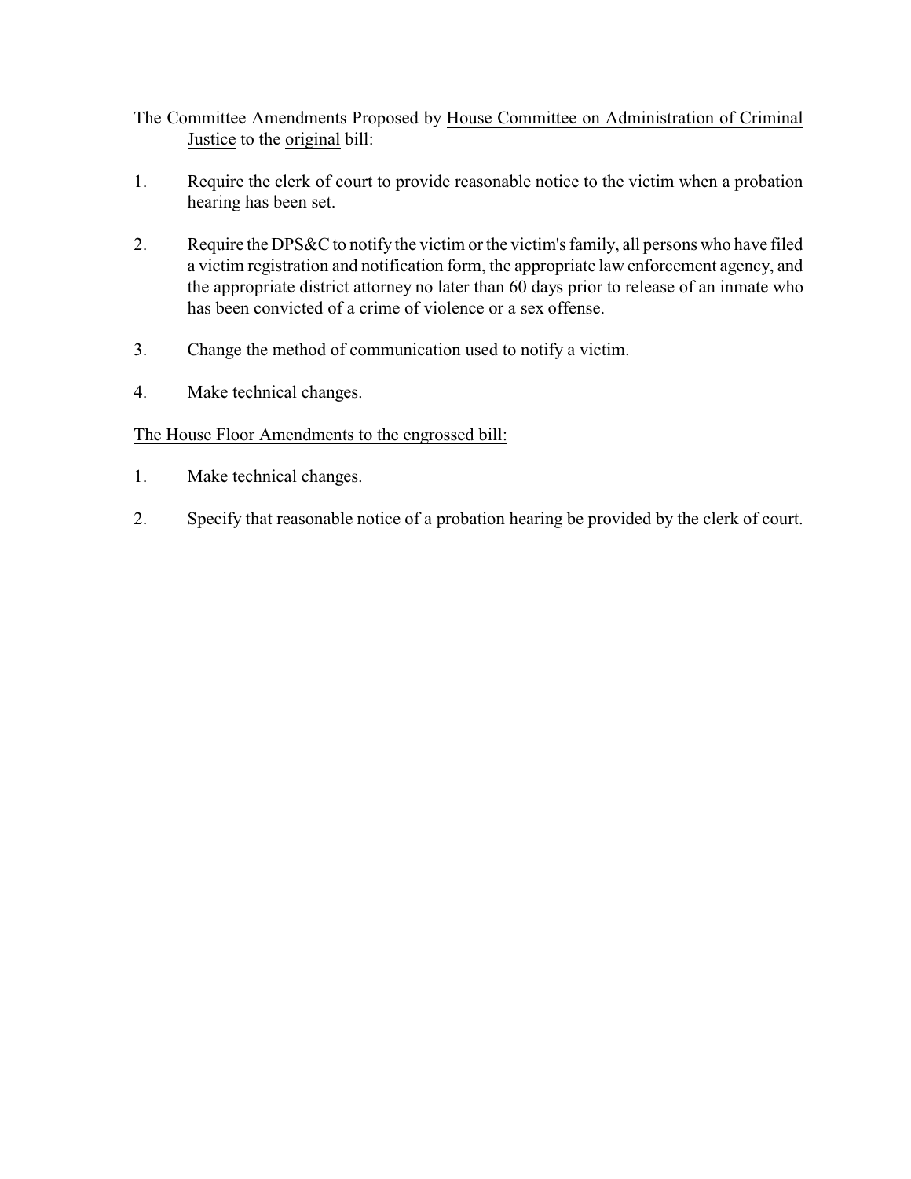The Committee Amendments Proposed by House Committee on Administration of Criminal Justice to the original bill:

1. Require the clerk of court to provide reasonable notice to the victim when a probation hearing has been set.

2. Require the DPS&C to notify the victim or the victim's family, all persons who have filed a victim registration and notification form, the appropriate law enforcement agency, and the appropriate district attorney no later than 60 days prior to release of an inmate who has been convicted of a crime of violence or a sex offense.

3. Change the method of communication used to notify a victim.

4. Make technical changes.

The House Floor Amendments to the engrossed bill:

1. Make technical changes.

2. Specify that reasonable notice of a probation hearing be provided by the clerk of court.